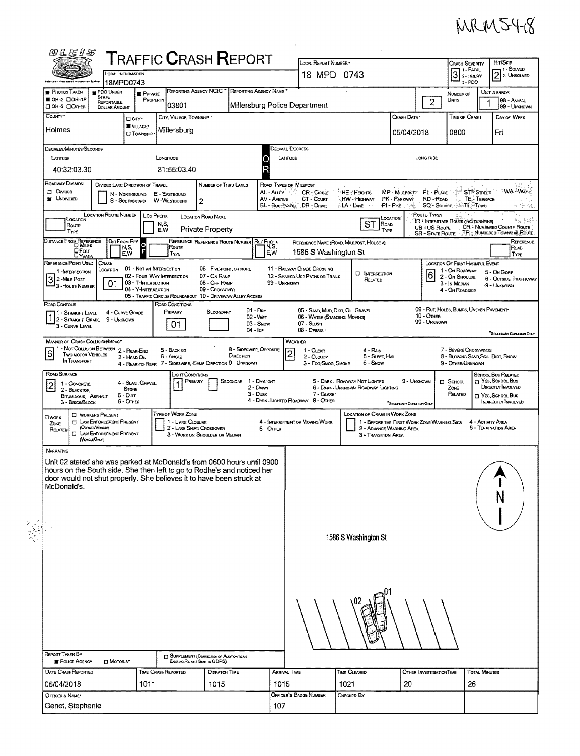MRM548

# TRAFFIC CRASH REPORT

**OLEIS** — Ohio Law Enforcement Information System

| Field | Value |
|---|---|
| Local Information | 18MPD0743 |
| Local Report Number | 18 MPD 0743 |
| Crash Severity (1 - Fatal, 2 - Injury, 3 - PDO) | 3 |
| Hit/Skip (1 - Solved, 2 - Unsolved) | 2 |
| Photos Taken | OH-2 ☐OH-1P ☐OH-3 ☐Other |
| PDO Under State Reportable Dollar Amount | ■ |
| Private Property | ■ |
| Reporting Agency NCIC * | 03801 |
| Reporting Agency Name * | Millersburg Police Department |
| Number of Units | 2 |
| Unit in Error (98 - Animal, 99 - Unknown) | 1 |
| County * | Holmes |
| City, Village, Township * | ■ Village — Millersburg |
| Crash Date * | 05/04/2018 |
| Time of Crash | 0800 |
| Day of Week | Fri |

## Degrees/Minutes/Seconds

| Latitude | Longitude |
|---|---|
| 40:32:03.30 | 81:55:03.40 |

## Roadway

| Field | Value |
|---|---|
| Roadway Division | ■ Undivided |
| Divided Lane Direction of Travel | N - Northbound, E - Eastbound, S - Southbound, W - Westbound |
| Number of Thru Lanes | 2 |
| Road Types or Milepost | AL - Alley, CR - Circle, HE - Heights, MP - Milepost, PL - Place, ST - Street, WA - Way, AV - Avenue, CT - Court, HW - Highway, PK - Parkway, RD - Road, TE - Terrace, BL - Boulevard, DR - Drive, LA - Lane, PI - Pike, SQ - Square, TL - Trail |
| Location Road Name | Private Property |
| Location Road Type | ST |
| Route Types | IR - Interstate Route (Inc. Turnpike), US - US Route, SR - State Route, CR - Numbered County Route, TR - Numbered Township Route |
| Reference Name (Road, Milepost, House #) | 1586 S Washington St |
| Reference Point Used (1 - Intersection, 2 - Mile Post, 3 - House Number) | 3 |
| Crash Location | 01 |

Crash Location codes: 01 - Not an Intersection, 02 - Four-Way Intersection, 03 - T-Intersection, 04 - Y-Intersection, 05 - Traffic Circle/Roundabout, 06 - Five-Point or More, 07 - On Ramp, 08 - Off Ramp, 09 - Crossover, 10 - Driveway/Alley Access, 11 - Railway Grade Crossing, 12 - Shared-Use Paths or Trails, 99 - Unknown

| Field | Value |
|---|---|
| Location of First Harmful Event (1 - On Roadway, 2 - On Shoulde, 3 - In Median, 4 - On Roadside, 5 - On Gore, 6 - Outside Trafficway, 9 - Unknown) | 6 |
| Road Contour (1 - Straight Level, 2 - Straight Grade, 3 - Curve Level, 4 - Curve Grade, 9 - Unknown) | 1 |
| Road Conditions — Primary | 01 |

Road Conditions codes: 01 - Dry, 02 - Wet, 03 - Snow, 04 - Ice, 05 - Sand, Mud, Dirt, Oil, Gravel, 06 - Water (Standing, Moving), 07 - Slush, 08 - Debris, 09 - Rut, Holes, Bumps, Uneven Pavement, 10 - Other, 99 - Unknown

| Field | Value |
|---|---|
| Manner of Crash Collision/Impact | 6 |
| Weather | 2 |
| Road Surface | 2 |
| Light Conditions — Primary | 1 |

Manner of Crash codes: 1 - Not Collision Between Two Motor Vehicles in Transport, 2 - Rear-End, 3 - Head-On, 4 - Rear-to-Rear, 5 - Backing, 6 - Angle, 7 - Sideswipe, Same Direction, 8 - Sideswipe, Opposite Direction, 9 - Unknown

Weather codes: 1 - Clear, 2 - Cloudy, 3 - Fog, Smog, Smoke, 4 - Rain, 5 - Sleet, Hail, 6 - Snow, 7 - Severe Crosswinds, 8 - Blowing Sand, Soil, Dirt, Snow, 9 - Other/Unknown

Road Surface codes: 1 - Concrete, 2 - Blacktop, Bituminous, Asphalt, 3 - Brick/Block, 4 - Slag, Gravel, Stone, 5 - Dirt, 6 - Other

Light Conditions codes: 1 - Daylight, 2 - Dawn, 3 - Dusk, 4 - Dark - Lighted Roadway, 5 - Dark - Roadway Not Lighted, 6 - Dark - Unknown Roadway Lighting, 7 - Glare, 8 - Other, 9 - Unknown

## Narrative

Unit 02 stated she was parked at McDonald's from 0600 hours until 0900 hours on the South side. She then left to go to Rodhe's and noticed her door would not shut properly. She believes it to have been struck at McDonald's.

Diagram: 1586 S Washington St; Units 01, 02; N

## Report Information

| Field | Value |
|---|---|
| Report Taken By | ■ Police Agency |
| Date Crash Reported | 05/04/2018 |
| Time Crash Reported | 1011 |
| Dispatch Time | 1015 |
| Arrival Time | 1015 |
| Time Cleared | 1021 |
| Other Investigation Time | 20 |
| Total Minutes | 26 |
| Officer's Name * | Genet, Stephanie |
| Officer's Badge Number | 107 |
| Checked By | |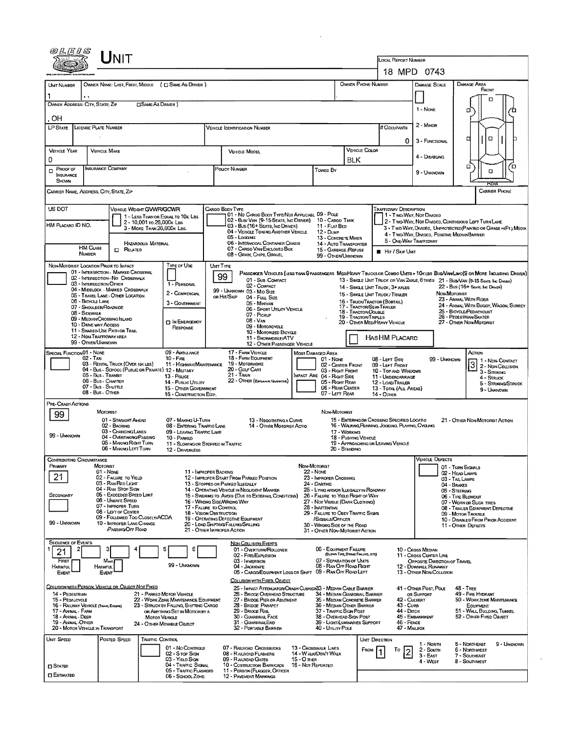# UNIT

**LOCAL REPORT NUMBER:** 18 MPD 0743

| UNIT NUMBER | OWNER NAME: LAST, FIRST, MIDDLE ( ☐ SAME AS DRIVER ) | OWNER PHONE NUMBER | DAMAGE SCALE | DAMAGE AREA |
|---|---|---|---|---|
| 1 | , , | | | FRONT |

OWNER ADDRESS: CITY, STATE, ZIP ☐ SAME AS DRIVER )

, OH

DAMAGE SCALE: 1 - NONE, 2 - MINOR, 3 - FUNCTIONAL, 4 - DISABLING, 9 - UNKNOWN

| LP STATE | LICENSE PLATE NUMBER | VEHICLE IDENTIFICATION NUMBER | # OCCUPANTS |
|---|---|---|---|
| | | | 0 |

| VEHICLE YEAR | VEHICLE MAKE | VEHICLE MODEL | VEHICLE COLOR |
|---|---|---|---|
| 0 | | | BLK |

| ☐ PROOF OF INSURANCE SHOWN | INSURANCE COMPANY | POLICY NUMBER | TOWED BY |
|---|---|---|---|
| | | | |

CARRIER NAME, ADDRESS, CITY, STATE, ZIP — CARRIER PHONE

**US DOT** — **VEHICLE WEIGHT GVWR/GCWR:** 1 - LESS THAN OR EQUAL TO 10K LBS; 2 - 10,001 TO 26,000K LBS; 3 - MORE THAN 26,000K LBS.

HM PLACARD ID NO. — HM CLASS NUMBER — HAZARDOUS MATERIAL ☐ RELATED

**CARGO BODY TYPE:** 01 - NO CARGO BODY TYPE/NOT APPLICABLE; 02 - BUS/VAN (9-15 SEATS, INC DRIVER); 03 - BUS (16+ SEATS, INC DRIVER); 04 - VEHICLE TOWING ANOTHER VEHICLE; 05 - LOGGING; 06 - INTERMODAL CONTAINER CHASIS; 07 - CARGO VAN/ENCLOSED BOX; 08 - GRAIN, CHIPS, GRAVEL; 09 - POLE; 10 - CARGO TANK; 11 - FLAT BED; 12 - DUMP; 13 - CONCRETE MIXER; 14 - AUTO TRANSPORTER; 15 - GARBAGE /REFUSE; 99 - OTHER/UNKNOWN

**TRAFFICWAY DESCRIPTION:** 1 - TWO-WAY, NOT DIVIDED; 2 - TWO-WAY, NOT DIVIDED, CONTINUOUS LEFT TURN LANE; 3 - TWO-WAY, DIVIDED, UNPROTECTED (PAINTED OR GRASS >4FT.) MEDIA; 4 - TWO-WAY, DIVIDED, POSITIVE MEDIAN BARRIER; 5 - ONE-WAY TRAFFICWAY

■ HIT / SKIP UNIT

**NON-MOTORIST LOCATION PRIOR TO IMPACT:** 01 - INTERSECTION - MARKED CROSSWAL; 02 - INTERSECTION - NO CROSSWALK; 03 - INTERSECTION OTHER; 04 - MIDBLOCK - MARKED CROSSWALK; 05 - TRAVEL LANE - OTHER LOCATION; 06 - BICYCLE LANE; 07 - SHOULDER/ROADSIDE; 08 - SIDEWALK; 09 - MEDIAN/CROSSING ISLAND; 10 - DRIVE WAY ACCESS; 11 - SHARED-USE PATH OR TRAIL; 12 - NON-TRAFFICWAY AREA; 99 - OTHER/UNKNOWN

**TYPE OF USE:** 1 - PERSONAL; 2 - COMMERCIAL; 3 - GOVERNMENT; ☐ IN EMERGENCY RESPONSE

**UNIT TYPE:** 99

PASSENGER VEHICLES (LESS THAN 9 PASSENGERS): 01 - SUB COMPACT; 02 - COMPACT; 99 - UNKNOWN 03 - MID SIZE; OR HIT/SKIP 04 - FULL SIZE; 05 - MINIVAN; 06 - SPORT UTILITY VEHICLE; 07 - PICKUP; 08 - VAN; 09 - MOTORCYCLE; 10 - MOTORIZED BICYCLE; 11 - SNOWMOBILE/ATV; 12 - OTHER PASSENGER VEHICLE

MED/HEAVY TRUCKS OR COMBO UNITS > 10K LBS: 13 - SINGLE UNIT TRUCK OR VAN 2AXLE, 6 TIRES; 14 - SINGLE UNIT TRUCK; 3+ AXLES; 15 - SINGLE UNIT TRUCK / TRAILER; 16 - TRUCK/TRACTOR (BOBTAIL); 17 - TRACTOR/SEMI-TRAILER; 18 - TRACTOR/DOUBLE; 19 - TRACTOR/TRIPLES; 20 - OTHER MED/HEAVY VEHICLE

BUS/VAN/LIMO (9 OR MORE INCLUDING DRIVER): 21 - BUS/VAN (9-15 SEATS, INC DRIVER); 22 - BUS (16+ SEATS, INC DRIVER)

NON-MOTORIST: 23 - ANIMAL WITH RIDER; 24 - ANIMAL WITH BUGGY, WAGON, SURREY; 25 - BICYCLE/PEDACYCLIST; 26 - PEDESTRIAN/SKATER; 27 - OTHER NON-MOTORIST

☐ HAS HM PLACARD

**SPECIAL FUNCTION:** 01 - NONE; 02 - TAXI; 03 - RENTAL TRUCK (OVER 10K LBS); 04 - BUS - SCHOOL (PUBLIC OR PRIVATE); 05 - BUS - TRANSIT; 06 - BUS - CHARTER; 07 - BUS - SHUTTLE; 08 - BUS - OTHER; 09 - AMBULANCE; 10 - FIRE; 11 - HIGHWAY/MAINTENANCE; 12 - MILITARY; 13 - POLICE; 14 - PUBLIC UTILITY; 15 - OTHER GOVERNMENT; 16 - CONSTRUCTION EQIP.; 17 - FARM VEHICLE; 18 - FARM EQUIPMENT; 19 - MOTORHOME; 20 - GOLF CART; 21 - TRAIN; 22 - OTHER (EXPLAIN IN NARRATIVE)

**MOST DAMAGED AREA:** 01 - NONE; 02 - CENTER FRONT; 03 - RIGHT FRONT; IMPACT ARE 04 - RIGHT SIDE; 05 - RIGHT REAR; 06 - REAR CENTER; 07 - LEFT REAR; 08 - LEFT SIDE; 09 - LEFT FRONT; 10 - TOP AND WINDOWS; 11 - UNDERCARRIAGE; 12 - LOAD/TRAILER; 13 - TOTAL (ALL AREAS); 14 - OTHER; 99 - UNKNOWN

**ACTION:** 3 — 1 - NON-CONTACT; 2 - NON-COLLISION; 3 - STRIKING; 4 - STRUCK; 5 - STRIKING/STRUCK; 9 - UNKNOWN

**PRE-CRASH ACTIONS:** 99

MOTORIST: 01 - STRAIGHT AHEAD; 02 - BACKING; 03 - CHANGING LANES; 04 - OVERTAKING/PASSING; 05 - MAKING RIGHT TURN; 06 - MAKING LEFT TURN; 07 - MAKING U-TURN; 08 - ENTERING TRAFFIC LANE; 09 - LEAVING TRAFFIC LANE; 10 - PARKED; 11 - SLOWING OR STOPPED IN TRAFFIC; 12 - DRIVERLESS; 13 - NEGOTIATING A CURVE; 14 - OTHER MOTORIST ACTIO; 99 - UNKNOWN

NON-MOTORIST: 15 - ENTERING OR CROSSING SPECIFIED LOCATIO; 16 - WALKING, RUNNING, JOGGING, PLAYING, CYCLING; 17 - WORKING; 18 - PUSHING VEHICLE; 19 - APPROACHING OR LEAVING VEHICLE; 20 - STANDING; 21 - OTHER NON-MOTORIST ACTION

**CONTRIBUTING CIRCUMSTANCE:** PRIMARY: 21; SECONDARY: (blank)

MOTORIST: 01 - NONE; 02 - FAILURE TO YIELD; 03 - RAN RED LIGHT; 04 - RAN STOP SIGN; 05 - EXCEEDED SPEED LIMIT; 06 - UNSAFE SPEED; 07 - IMPROPER TURN; 08 - LEFT OF CENTER; 09 - FOLLOWED TOO CLOSELY/ACDA; 10 - IMPROPER LANE CHANGE /PASSING/OFF ROAD; 11 - IMPROPER BACKING; 12 - IMPROPER START FROM PARKED POSITION; 13 - STOPPED OR PARKED ILLEGALLY; 14 - OPERATING VEHICLE IN NEGLIGENT MANNER; 15 - SWERING TO AVOID (DUE TO EXTERNAL CONDITIONS); 16 - WRONG SIDE/WRONG WAY; 17 - FALURE TO CONTROL; 18 - VISION OBSTRUCTION; 19 - OPERATING DEFECTIVE EQUIPMENT; 20 - LOAD SHIFTING/FALLING/SPILLING; 21 - OTHER IMPROPER ACTION; 99 - UNKNOWN

NON-MOTORIST: 22 - NONE; 23 - IMPROPER CROSSING; 24 - DARTING; 25 - LYING AND/OR ILLEGALLY IN ROADWAY; 26 - FALURE TO YIELD RIGHT OF WAY; 27 - NOT VISIBLE (DARK CLOTHING); 28 - INATTENTIVE; 29 - FAILURE TO OBEY TRAFFIC SIGNS /SIGNALS/OFFICER; 30 - WRONG SIDE OF THE ROAD; 31 - OTHER NON-MOTORIST ACTION

**VEHICLE DEFECTS:** 01 - TURN SIGNALS; 02 - HEAD LAMPS; 03 - TAIL LAMPS; 04 - BRAKES; 05 - STEERING; 06 - TIRE BLOWOUT; 07 - WORN OR SLICK TIRES; 08 - TRAILER EQUIPMENT DEFECTIVE; 09 - MOTOR TROUBLE; 10 - DISABLED FROM PRIOR ACCIDENT; 11 - OTHER DEFECTS

**SEQUENCE OF EVENTS:** 1: 21; 2; 3; 4; 5; 6 — FIRST HARMFUL EVENT; MOST HARMFUL EVENT; 99 - UNKNOWN

NON-COLLISION EVENTS: 01 - OVERTURN/ROLLOVER; 02 - FIRE/EXPLOSION; 03 - IMMERSION; 04 - JACKKNIFE; 05 - CARGO/EQUIPMENT LOSS OR SHIFT; 06 - EQUIPMENT FAILURE (BLOWN TIRE, BRAKE FAILURE, ETC); 07 - SEPARATION OF UNITS; 08 - RAN OFF ROAD RIGHT; 09 - RAN OFF ROAD LEFT; 10 - CROSS MEDIAN; 11 - CROSS CENTER LINE OPPOSITE DIRECTION OF TRAVEL; 12 - DOWNHILL RUNAWAY; 13 - OTHER NON-COLLISION

COLLISION WITH PERSON, VEHICLE OR OBJECT NOT FIXED: 14 - PEDESTRIAN; 15 - PEDALCYCLE; 16 - RAILWAY VEHICLE (TRAIN, ENGINE); 17 - ANIMAL - FARM; 18 - ANIMAL - DEER; 19 - ANIMAL - OTHER; 20 - MOTOR VEHICLE IN TRANSPORT; 21 - PARKED MOTOR VEHICLE; 22 - WORK ZONE MAINTENANCE EQUIPMENT; 23 - STRUCK BY FALLING, SHIFTING CARGO OR ANYTHING SET IN MOTION BY A MOTOR VEHICLE; 24 - OTHER MOVABLE OBJECT

COLLISION WITH FIXED, OBJECT: 25 - IMPACT ATTENUATOR/CRASH CUSHION; 26 - BRIDGE OVERHEAD STRUCTURE; 27 - BRIDGE PIER OR ABUTMENT; 28 - BRIDGE PARAPET; 29 - BRIDGE RAIL; 30 - GUARDRAIL FACE; 31 - GUARDRAIL END; 32 - PORTABLE BARRIER; 33 - MEDIAN CABLE BARRIER; 34 - MEDIAN GUARDRAIL BARRIER; 35 - MEDIAN CONCRETE BARRIER; 36 - MEDIAN OTHER BARRIER; 37 - TRAFFIC SIGN POST; 38 - OVERHEAD SIGN POST; 39 - LIGHT/LUMINARIES SUPPORT; 40 - UTILITY POLE; 41 - OTHER POST, POLE OR SUPPORT; 42 - CULVERT; 43 - CURB; 44 - DITCH; 45 - EMBANKMENT; 46 - FENCE; 47 - MAILBOX; 48 - TREE; 49 - FIRE HYDRANT; 50 - WORK ZONE MAINTENANCE EQUIPMENT; 51 - WALL, BUILDING, TUNNEL; 52 - OTHER FIXED OBJECT

| UNIT SPEED | POSTED SPEED | TRAFFIC CONTROL | UNIT DIRECTION |
|---|---|---|---|
| | | | FROM 1 TO 2 |

☐ STATED ☐ ESTIMATED

TRAFFIC CONTROL: 01 - NO CONTROLS; 02 - STOP SIGN; 03 - YIELD SIGN; 04 - TRAFFIC SIGNAL; 05 - TRAFFIC FLASHERS; 06 - SCHOOL ZONE; 07 - RAILROAD CROSSBUCKS; 08 - RAILROAD FLASHERS; 09 - RAILROAD GATES; 10 - COSTRUCTION BARRICADE; 11 - PERSON (FLAGGER, OFFICER); 12 - PAVEMENT MARKINGS; 13 - CROSSWALK LINES; 14 - WALK/DON'T WALK; 15 - OTHER; 16 - NOT REPORTED

UNIT DIRECTION: 1 - NORTH; 2 - SOUTH; 3 - EAST; 4 - WEST; 5 - NORTHEAST; 6 - NORTHWEST; 7 - SOUTHEAST; 8 - SOUTHWEST; 9 - UNKNOWN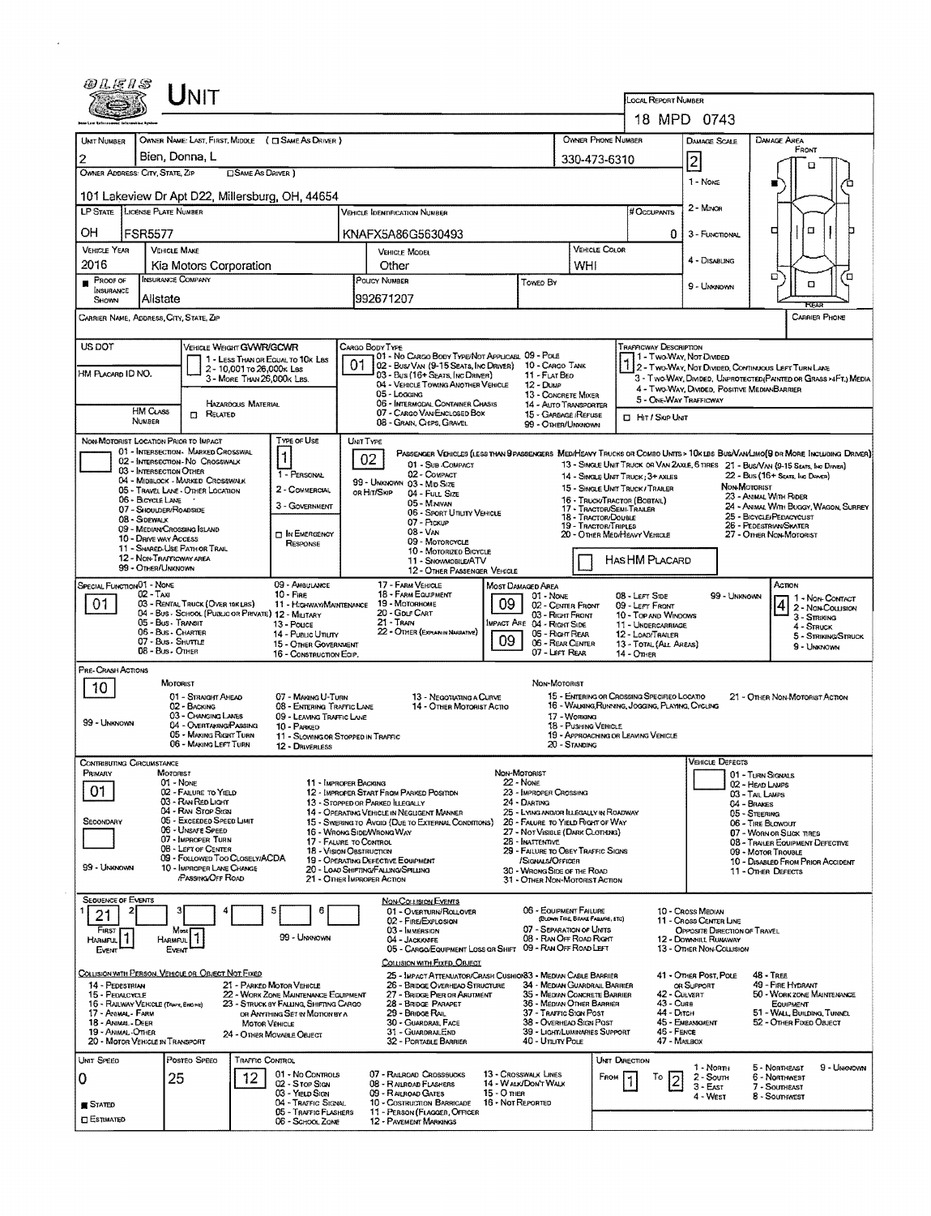# UNIT

**LOCAL REPORT NUMBER:** 18 MPD 0743

| UNIT NUMBER | OWNER NAME: LAST, FIRST, MIDDLE ( ☐ SAME AS DRIVER ) | OWNER PHONE NUMBER | DAMAGE SCALE | DAMAGE AREA |
|---|---|---|---|---|
| 2 | Bien, Donna, L | 330-473-6310 | 2 | |

OWNER ADDRESS: CITY, STATE, ZIP ☐ SAME AS DRIVER )

101 Lakeview Dr Apt D22, Millersburg, OH, 44654

| LP STATE | LICENSE PLATE NUMBER | VEHICLE IDENTIFICATION NUMBER | # OCCUPANTS |
|---|---|---|---|
| OH | FSR5577 | KNAFX5A86G5630493 | 0 |

| VEHICLE YEAR | VEHICLE MAKE | VEHICLE MODEL | VEHICLE COLOR |
|---|---|---|---|
| 2016 | Kia Motors Corporation | Other | WHI |

| PROOF OF INSURANCE SHOWN | INSURANCE COMPANY | POLICY NUMBER | TOWED BY |
|---|---|---|---|
| ■ | Allstate | 992671207 | |

Damage Scale: 1 - None; 2 - Minor; 3 - Functional; 4 - Disabling; 9 - Unknown

CARRIER NAME, ADDRESS, CITY, STATE, ZIP — CARRIER PHONE

US DOT

VEHICLE WEIGHT GVWR/GCWR: 1 - Less Than or Equal to 10k Lbs; 2 - 10,001 to 26,000k Lbs; 3 - More Than 26,000k Lbs.

HM PLACARD ID NO.

HM CLASS NUMBER — HAZARDOUS MATERIAL ☐ RELATED

CARGO BODY TYPE: **01** — 01 - No Cargo Body Type/Not Applicabl; 02 - Bus/Van (9-15 Seats, Inc Driver); 03 - Bus (16+ Seats, Inc Driver); 04 - Vehicle Towing Another Vehicle; 05 - Logging; 06 - Intermodal Container Chassis; 07 - Cargo Van/Enclosed Box; 08 - Grain, Chips, Gravel; 09 - Pole; 10 - Cargo Tank; 11 - Flat Bed; 12 - Dump; 13 - Concrete Mixer; 14 - Auto Transporter; 15 - Garbage /Refuse; 99 - Other/Unknown

TRAFFICWAY DESCRIPTION: **1** — 1 - Two-Way, Not Divided; 2 - Two-Way, Not Divided, Continuous Left Turn Lane; 3 - Two-Way, Divided, Unprotected(Painted or Grass >4Ft.) Media; 4 - Two-Way, Divided, Positive Median Barrier; 5 - One-Way Trafficway

☐ Hit / Skip Unit

NON-MOTORIST LOCATION PRIOR TO IMPACT: 01 - Intersection- Marked Crosswal; 02 - Intersection- No Crosswalk; 03 - Intersection Other; 04 - Midblock - Marked Crosswalk; 05 - Travel Lane - Other Location; 06 - Bicycle Lane; 07 - Shoulder/Roadside; 08 - Sidewalk; 09 - Median/Crossing Island; 10 - Drive way Access; 11 - Shared-Use Path or Trail; 12 - Non-Trafficway Area; 99 - Other/Unknown

TYPE OF USE: **1** — 1 - Personal; 2 - Commercial; 3 - Government; ☐ In Emergency Response

UNIT TYPE: **02** — Passenger Vehicles (less than 9 passengers): 01 - Sub-Compact; 02 - Compact; 99 - Unknown 03 - Mid Size or Hit/Skip; 04 - Full Size; 05 - Minivan; 06 - Sport Utility Vehicle; 07 - Pickup; 08 - Van; 09 - Motorcycle; 10 - Motorized Bicycle; 11 - Snowmobile/ATV; 12 - Other Passenger Vehicle. Med/Heavy Trucks or Combo Units > 10k lbs Bus/Van/Limo (9 or More Including Driver): 13 - Single Unit Truck or Van 2axle, 6 Tires; 14 - Single Unit Truck; 3+ axles; 15 - Single Unit Truck/Trailer; 16 - Truck/Tractor (Bobtail); 17 - Tractor/Semi-Trailer; 18 - Tractor/Double; 19 - Tractor/Triples; 20 - Other Med/Heavy Vehicle; 21 - Bus/Van (9-15 Seats, Inc Driver); 22 - Bus (16+ Seats, Inc Driver). Non-Motorist: 23 - Animal With Rider; 24 - Animal With Buggy, Wagon, Surrey; 25 - Bicycle/Pedacyclist; 26 - Pedestrian/Skater; 27 - Other Non-Motorist

☐ Has HM Placard

SPECIAL FUNCTION: **01** — 01 - None; 02 - Taxi; 03 - Rental Truck (Over 10k lbs); 04 - Bus - School (Public or Private); 05 - Bus - Transit; 06 - Bus - Charter; 07 - Bus - Shuttle; 08 - Bus - Other; 09 - Ambulance; 10 - Fire; 11 - Highway/Maintenance; 12 - Military; 13 - Police; 14 - Public Utility; 15 - Other Government; 16 - Construction Eqip.; 17 - Farm Vehicle; 18 - Farm Equipment; 19 - Motorhome; 20 - Golf Cart; 21 - Train; 22 - Other (Explain in Narrative)

MOST DAMAGED AREA: **09**; IMPACT ARE: **09** — 01 - None; 02 - Center Front; 03 - Right Front; 04 - Right Side; 05 - Right Rear; 06 - Rear Center; 07 - Left Rear; 08 - Left Side; 09 - Left Front; 10 - Top and Windows; 11 - Undercarriage; 12 - Load/Trailer; 13 - Total (All Areas); 14 - Other; 99 - Unknown

ACTION: **4** — 1 - Non-Contact; 2 - Non-Collision; 3 - Striking; 4 - Struck; 5 - Striking/Struck; 9 - Unknown

PRE-CRASH ACTIONS: **10** — Motorist: 01 - Straight Ahead; 02 - Backing; 03 - Changing Lanes; 04 - Overtaking/Passing; 05 - Making Right Turn; 06 - Making Left Turn; 07 - Making U-Turn; 08 - Entering Traffic Lane; 09 - Leaving Traffic Lane; 10 - Parked; 11 - Slowing or Stopped in Traffic; 12 - Driverless; 13 - Negotiating a Curve; 14 - Other Motorist Actio. Non-Motorist: 15 - Entering or Crossing Specified Locatio; 16 - Walking, Running, Jogging, Playing, Cycling; 17 - Working; 18 - Pushing Vehicle; 19 - Approaching or Leaving Vehicle; 20 - Standing; 21 - Other Non-Motorist Action. 99 - Unknown

CONTRIBUTING CIRCUMSTANCE — PRIMARY: **01**; SECONDARY: (blank)

Motorist: 01 - None; 02 - Failure to Yield; 03 - Ran Red Light; 04 - Ran Stop Sign; 05 - Exceeded Speed Limit; 06 - Unsafe Speed; 07 - Improper Turn; 08 - Left of Center; 09 - Followed Too Closely/ACDA; 10 - Improper Lane Change /Passing/Off Road; 11 - Improper Backing; 12 - Improper Start From Parked Position; 13 - Stopped or Parked Illegally; 14 - Operating Vehicle in Negligent Manner; 15 - Swering to Avoid (Due to External Conditions); 16 - Wrong Side/Wrong Way; 17 - Failure to Control; 18 - Vision Obstruction; 19 - Operating Defective Equipment; 20 - Load Shifting/Falling/Spilling; 21 - Other Improper Action. Non-Motorist: 22 - None; 23 - Improper Crossing; 24 - Darting; 25 - Lying and/or Illegally in Roadway; 26 - Failure to Yield Right of Way; 27 - Not Visible (Dark Clothing); 28 - Inattentive; 29 - Failure to Obey Traffic Signs /Signals/Officer; 30 - Wrong Side of the Road; 31 - Other Non-Motorist Action. 99 - Unknown

VEHICLE DEFECTS: 01 - Turn Signals; 02 - Head Lamps; 03 - Tail Lamps; 04 - Brakes; 05 - Steering; 06 - Tire Blowout; 07 - Worn or Slick Tires; 08 - Trailer Equipment Defective; 09 - Motor Trouble; 10 - Disabled From Prior Accident; 11 - Other Defects

SEQUENCE OF EVENTS: 1: **21**; 2: ; 3: ; 4: ; 5: ; 6: — First Harmful Event: **1**; Most Harmful Event: **1**; 99 - Unknown

Non-Collision Events: 01 - Overturn/Rollover; 02 - Fire/Explosion; 03 - Immersion; 04 - Jackknife; 05 - Cargo/Equipment Loss or Shift; 06 - Equipment Failure (Blown Tire, Brake Failure, etc); 07 - Separation of Units; 08 - Ran Off Road Right; 09 - Ran Off Road Left; 10 - Cross Median; 11 - Cross Center Line Opposite Direction of Travel; 12 - Downhill Runaway; 13 - Other Non-Collision

Collision with Person, Vehicle or Object Not Fixed: 14 - Pedestrian; 15 - Pedalcycle; 16 - Railway Vehicle (Train, Engine); 17 - Animal - Farm; 18 - Animal - Deer; 19 - Animal - Other; 20 - Motor Vehicle in Transport; 21 - Parked Motor Vehicle; 22 - Work Zone Maintenance Equipment; 23 - Struck by Falling, Shifting Cargo or Anything Set in Motion by a Motor Vehicle; 24 - Other Movable Object

Collision with Fixed, Object: 25 - Impact Attenuator/Crash Cushion; 26 - Bridge Overhead Structure; 27 - Bridge Pier or Abutment; 28 - Bridge Parapet; 29 - Bridge Rail; 30 - Guardrail Face; 31 - Guardrail End; 32 - Portable Barrier; 33 - Median Cable Barrier; 34 - Median Guardrail Barrier; 35 - Median Concrete Barrier; 36 - Median Other Barrier; 37 - Traffic Sign Post; 38 - Overhead Sign Post; 39 - Light/Luminaries Support; 40 - Utility Pole; 41 - Other Post, Pole or Support; 42 - Culvert; 43 - Curb; 44 - Ditch; 45 - Embankment; 46 - Fence; 47 - Mailbox; 48 - Tree; 49 - Fire Hydrant; 50 - Work Zone Maintenance Equipment; 51 - Wall, Building, Tunnel; 52 - Other Fixed Object

| UNIT SPEED | POSTED SPEED | TRAFFIC CONTROL | UNIT DIRECTION |
|---|---|---|---|
| 0 | 25 | 12 | From 1 To 2 |

■ Stated ☐ Estimated

Traffic Control: 01 - No Controls; 02 - Stop Sign; 03 - Yield Sign; 04 - Traffic Signal; 05 - Traffic Flashers; 06 - School Zone; 07 - Railroad Crossbucks; 08 - Railroad Flashers; 09 - Railroad Gates; 10 - Costruction Barricade; 11 - Person (Flagger, Officer); 12 - Pavement Markings; 13 - Crosswalk Lines; 14 - Walk/Don't Walk; 15 - Other; 16 - Not Reported

Unit Direction: 1 - North; 2 - South; 3 - East; 4 - West; 5 - Northeast; 6 - Northwest; 7 - Southeast; 8 - Southwest; 9 - Unknown